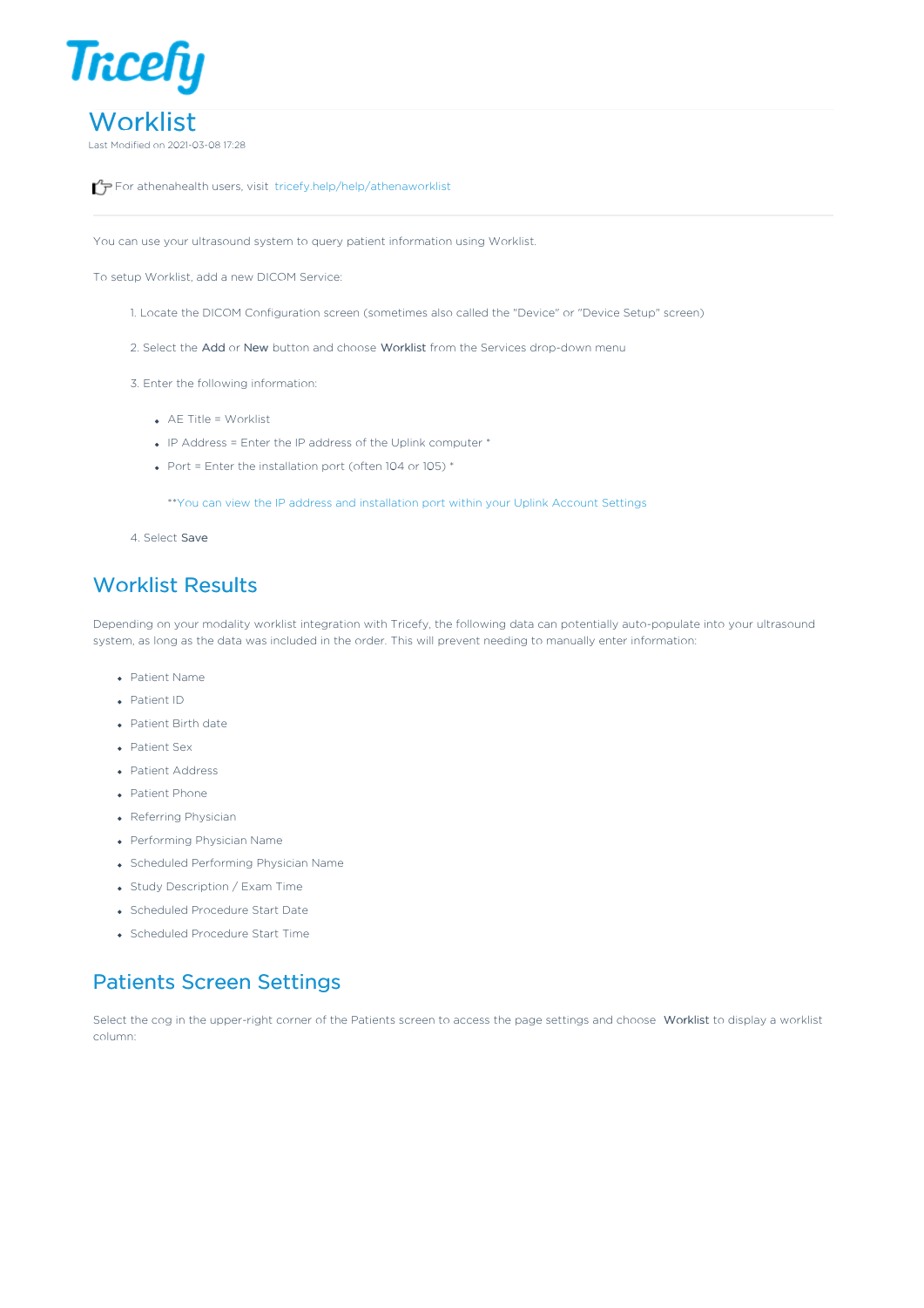# Worklist

Last Modified on 2021-03-08 17:28

For athenahealth users, visit tricefy.help/help/athenaworklist

---

You can use your ultrasound system to query patient information using Worklist.

To setup Worklist, add a new DICOM Service:

1. Locate the DICOM Configuration screen (sometimes also called the "Device" or "Device Setup" screen)
2. Select the **Add** or **New** button and choose **Worklist** from the Services drop-down menu
3. Enter the following information:
   - AE Title = Worklist
   - IP Address = Enter the IP address of the Uplink computer *
   - Port = Enter the installation port (often 104 or 105) *

   **You can view the IP address and installation port within your Uplink Account Settings

4. Select **Save**

## Worklist Results

Depending on your modality worklist integration with Tricefy, the following data can potentially auto-populate into your ultrasound system, as long as the data was included in the order. This will prevent needing to manually enter information:

- Patient Name
- Patient ID
- Patient Birth date
- Patient Sex
- Patient Address
- Patient Phone
- Referring Physician
- Performing Physician Name
- Scheduled Performing Physician Name
- Study Description / Exam Time
- Scheduled Procedure Start Date
- Scheduled Procedure Start Time

## Patients Screen Settings

Select the cog in the upper-right corner of the Patients screen to access the page settings and choose **Worklist** to display a worklist column: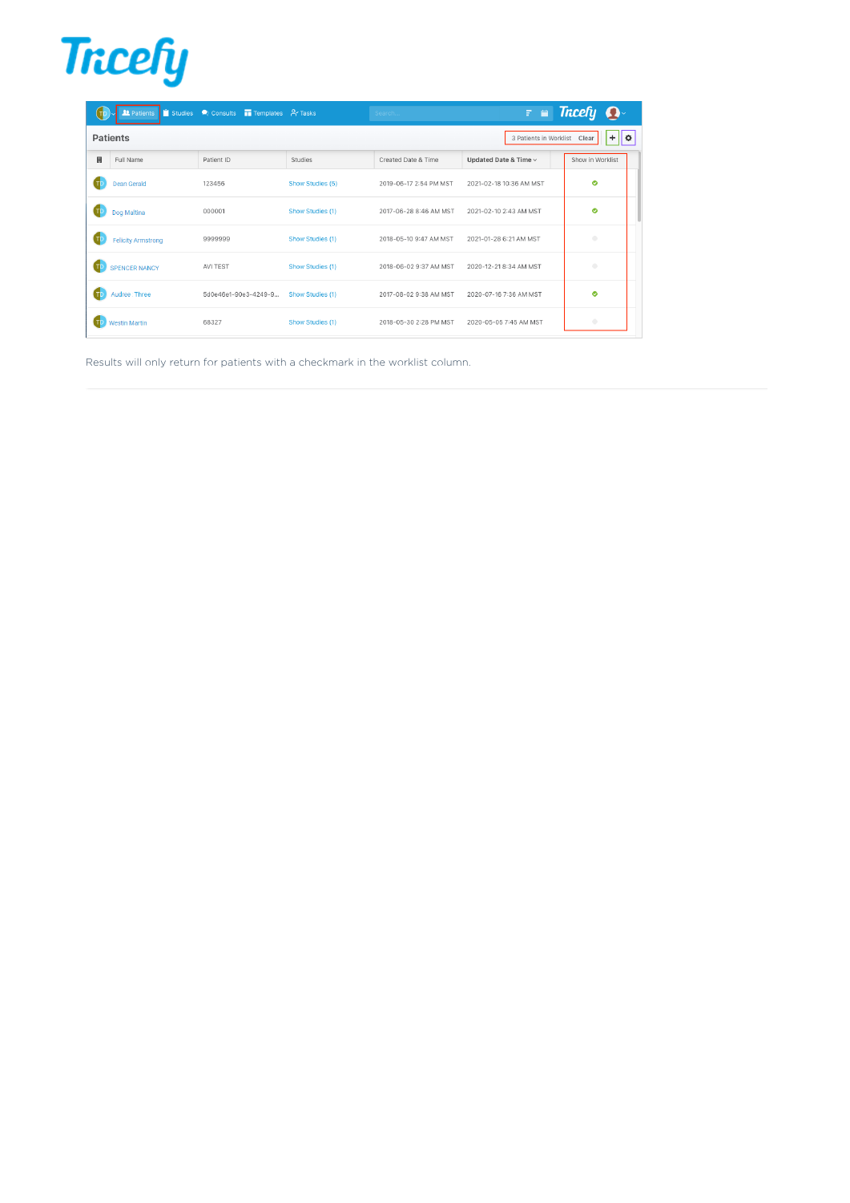Results will only return for patients with a checkmark in the worklist column.